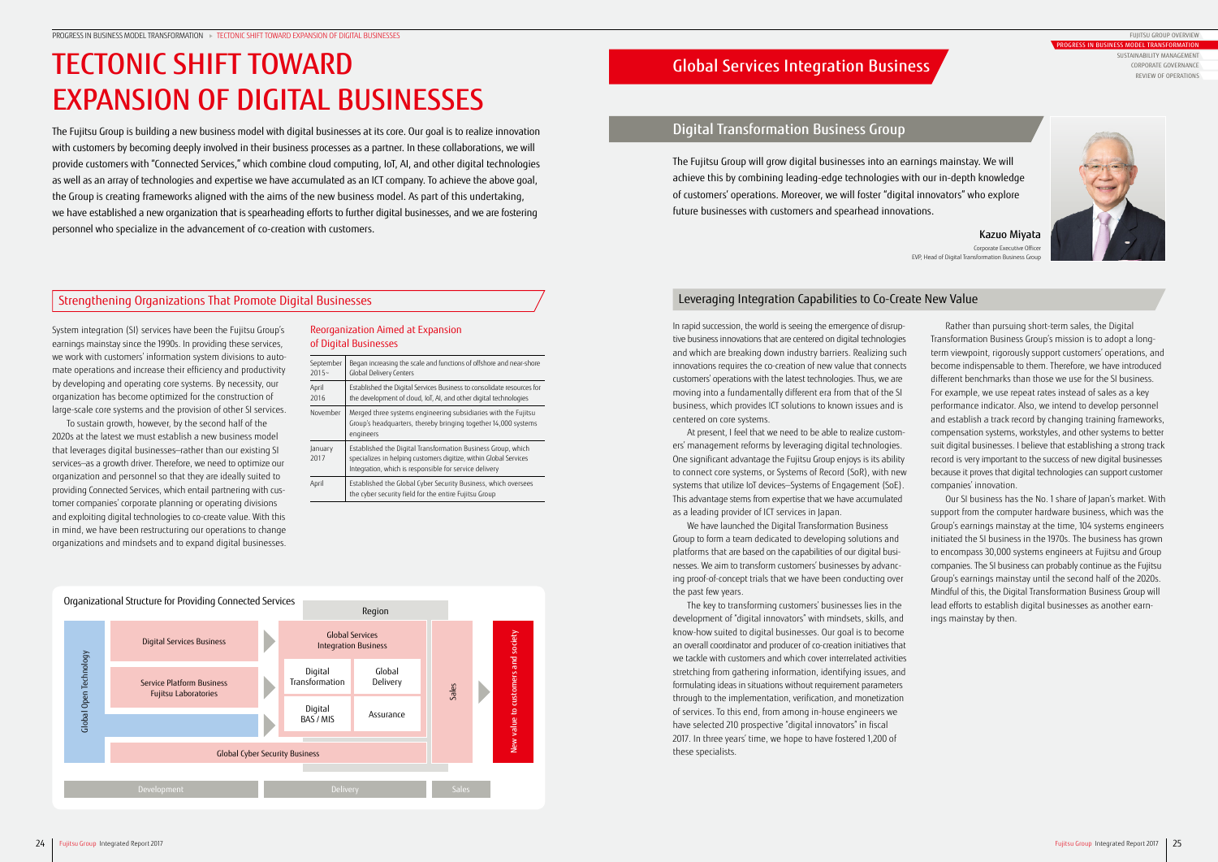# TECTONIC SHIFT TOWARD EXPANSION OF DIGITAL BUSINESSES

The Fujitsu Group is building a new business model with digital businesses at its core. Our goal is to realize innovation with customers by becoming deeply involved in their business processes as a partner. In these collaborations, we will provide customers with "Connected Services," which combine cloud computing, IoT, AI, and other digital technologies as well as an array of technologies and expertise we have accumulated as an ICT company. To achieve the above goal, the Group is creating frameworks aligned with the aims of the new business model. As part of this undertaking, we have established a new organization that is spearheading efforts to further digital businesses, and we are fostering personnel who specialize in the advancement of co-creation with customers.

## Strengthening Organizations That Promote Digital Businesses

System integration (SI) services have been the Fujitsu Group's earnings mainstay since the 1990s. In providing these services, we work with customers' information system divisions to automate operations and increase their efficiency and productivity by developing and operating core systems. By necessity, our organization has become optimized for the construction of large-scale core systems and the provision of other SI services.

To sustain growth, however, by the second half of the 2020s at the latest we must establish a new business model that leverages digital businesses—rather than our existing SI services—as a growth driver. Therefore, we need to optimize our organization and personnel so that they are ideally suited to providing Connected Services, which entail partnering with customer companies' corporate planning or operating divisions and exploiting digital technologies to co-create value. With this in mind, we have been restructuring our operations to change organizations and mindsets and to expand digital businesses.

### Reorganization Aimed at Expansion of Digital Businesses

| | |
|---|---|
| September 2015~ | Began increasing the scale and functions of offshore and near-shore Global Delivery Centers |
| April 2016 | Established the Digital Services Business to consolidate resources for the development of cloud, IoT, AI, and other digital technologies |
| November | Merged three systems engineering subsidiaries with the Fujitsu Group's headquarters, thereby bringing together 14,000 systems engineers |
| January 2017 | Established the Digital Transformation Business Group, which specializes in helping customers digitize, within Global Services Integration, which is responsible for service delivery |
| April | Established the Global Cyber Security Business, which oversees the cyber security field for the entire Fujitsu Group |

### Organizational Structure for Providing Connected Services

Global Open Technology | Digital Services Business | Service Platform Business / Fujitsu Laboratories | Region: Global Services Integration Business (Digital Transformation, Global Delivery, Digital BAS / MIS, Assurance) | Sales | New value to customers and society | Global Cyber Security Business | Development | Delivery | Sales

## Global Services Integration Business

## Digital Transformation Business Group

The Fujitsu Group will grow digital businesses into an earnings mainstay. We will achieve this by combining leading-edge technologies with our in-depth knowledge of customers' operations. Moreover, we will foster "digital innovators" who explore future businesses with customers and spearhead innovations.

**Kazuo Miyata**
Corporate Executive Officer
EVP, Head of Digital Transformation Business Group

### Leveraging Integration Capabilities to Co-Create New Value

In rapid succession, the world is seeing the emergence of disruptive business innovations that are centered on digital technologies and which are breaking down industry barriers. Realizing such innovations requires the co-creation of new value that connects customers' operations with the latest technologies. Thus, we are moving into a fundamentally different era from that of the SI business, which provides ICT solutions to known issues and is centered on core systems.

At present, I feel that we need to be able to realize customers' management reforms by leveraging digital technologies. One significant advantage the Fujitsu Group enjoys is its ability to connect core systems, or Systems of Record (SoR), with new systems that utilize IoT devices—Systems of Engagement (SoE). This advantage stems from expertise that we have accumulated as a leading provider of ICT services in Japan.

We have launched the Digital Transformation Business Group to form a team dedicated to developing solutions and platforms that are based on the capabilities of our digital businesses. We aim to transform customers' businesses by advancing proof-of-concept trials that we have been conducting over the past few years.

The key to transforming customers' businesses lies in the development of "digital innovators" with mindsets, skills, and know-how suited to digital businesses. Our goal is to become an overall coordinator and producer of co-creation initiatives that we tackle with customers and which cover interrelated activities stretching from gathering information, identifying issues, and formulating ideas in situations without requirement parameters through to the implementation, verification, and monetization of services. To this end, from among in-house engineers we have selected 210 prospective "digital innovators" in fiscal 2017. In three years' time, we hope to have fostered 1,200 of these specialists.

Rather than pursuing short-term sales, the Digital Transformation Business Group's mission is to adopt a long-term viewpoint, rigorously support customers' operations, and become indispensable to them. Therefore, we have introduced different benchmarks than those we use for the SI business. For example, we use repeat rates instead of sales as a key performance indicator. Also, we intend to develop personnel and establish a track record by changing training frameworks, compensation systems, workstyles, and other systems to better suit digital businesses. I believe that establishing a strong track record is very important to the success of new digital businesses because it proves that digital technologies can support customer companies' innovation.

Our SI business has the No. 1 share of Japan's market. With support from the computer hardware business, which was the Group's earnings mainstay at the time, 104 systems engineers initiated the SI business in the 1970s. The business has grown to encompass 30,000 systems engineers at Fujitsu and Group companies. The SI business can probably continue as the Fujitsu Group's earnings mainstay until the second half of the 2020s. Mindful of this, the Digital Transformation Business Group will lead efforts to establish digital businesses as another earnings mainstay by then.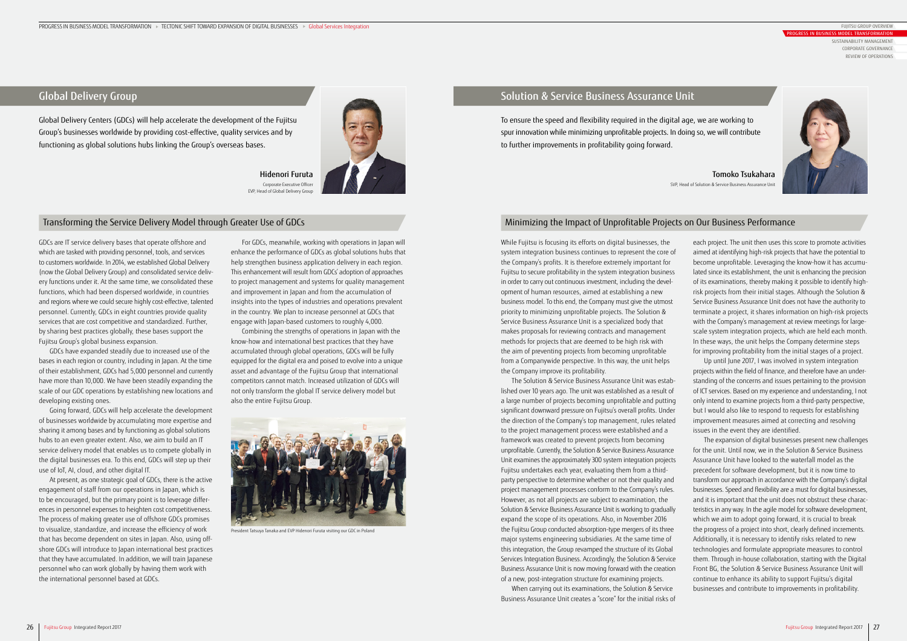## Global Delivery Group

Global Delivery Centers (GDCs) will help accelerate the development of the Fujitsu Group's businesses worldwide by providing cost-effective, quality services and by functioning as global solutions hubs linking the Group's overseas bases.

**Hidenori Furuta**
Corporate Executive Officer
EVP, Head of Global Delivery Group

### Transforming the Service Delivery Model through Greater Use of GDCs

GDCs are IT service delivery bases that operate offshore and which are tasked with providing personnel, tools, and services to customers worldwide. In 2014, we established Global Delivery (now the Global Delivery Group) and consolidated service delivery functions under it. At the same time, we consolidated these functions, which had been dispersed worldwide, in countries and regions where we could secure highly cost-effective, talented personnel. Currently, GDCs in eight countries provide quality services that are cost competitive and standardized. Further, by sharing best practices globally, these bases support the Fujitsu Group's global business expansion.

GDCs have expanded steadily due to increased use of the bases in each region or country, including in Japan. At the time of their establishment, GDCs had 5,000 personnel and currently have more than 10,000. We have been steadily expanding the scale of our GDC operations by establishing new locations and developing existing ones.

Going forward, GDCs will help accelerate the development of businesses worldwide by accumulating more expertise and sharing it among bases and by functioning as global solutions hubs to an even greater extent. Also, we aim to build an IT service delivery model that enables us to compete globally in the digital businesses era. To this end, GDCs will step up their use of IoT, AI, cloud, and other digital IT.

At present, as one strategic goal of GDCs, there is the active engagement of staff from our operations in Japan, which is to be encouraged, but the primary point is to leverage differences in personnel expenses to heighten cost competitiveness. The process of making greater use of offshore GDCs promises to visualize, standardize, and increase the efficiency of work that has become dependent on sites in Japan. Also, using offshore GDCs will introduce to Japan international best practices that they have accumulated. In addition, we will train Japanese personnel who can work globally by having them work with the international personnel based at GDCs.

For GDCs, meanwhile, working with operations in Japan will enhance the performance of GDCs as global solutions hubs that help strengthen business application delivery in each region. This enhancement will result from GDCs' adoption of approaches to project management and systems for quality management and improvement in Japan and from the accumulation of insights into the types of industries and operations prevalent in the country. We plan to increase personnel at GDCs that engage with Japan-based customers to roughly 4,000.

Combining the strengths of operations in Japan with the know-how and international best practices that they have accumulated through global operations, GDCs will be fully equipped for the digital era and poised to evolve into a unique asset and advantage of the Fujitsu Group that international competitors cannot match. Increased utilization of GDCs will not only transform the global IT service delivery model but also the entire Fujitsu Group.

President Tatsuya Tanaka and EVP Hidenori Furuta visiting our GDC in Poland

## Solution & Service Business Assurance Unit

To ensure the speed and flexibility required in the digital age, we are working to spur innovation while minimizing unprofitable projects. In doing so, we will contribute to further improvements in profitability going forward.

**Tomoko Tsukahara**
SVP, Head of Solution & Service Business Assurance Unit

### Minimizing the Impact of Unprofitable Projects on Our Business Performance

While Fujitsu is focusing its efforts on digital businesses, the system integration business continues to represent the core of the Company's profits. It is therefore extremely important for Fujitsu to secure profitability in the system integration business in order to carry out continuous investment, including the development of human resources, aimed at establishing a new business model. To this end, the Company must give the utmost priority to minimizing unprofitable projects. The Solution & Service Business Assurance Unit is a specialized body that makes proposals for reviewing contracts and management methods for projects that are deemed to be high risk with the aim of preventing projects from becoming unprofitable from a Companywide perspective. In this way, the unit helps the Company improve its profitability.

The Solution & Service Business Assurance Unit was established over 10 years ago. The unit was established as a result of a large number of projects becoming unprofitable and putting significant downward pressure on Fujitsu's overall profits. Under the direction of the Company's top management, rules related to the project management process were established and a framework was created to prevent projects from becoming unprofitable. Currently, the Solution & Service Business Assurance Unit examines the approximately 300 system integration projects Fujitsu undertakes each year, evaluating them from a third-party perspective to determine whether or not their quality and project management processes conform to the Company's rules. However, as not all projects are subject to examination, the Solution & Service Business Assurance Unit is working to gradually expand the scope of its operations. Also, in November 2016 the Fujitsu Group conducted absorption-type mergers of its three major systems engineering subsidiaries. At the same time of this integration, the Group revamped the structure of its Global Services Integration Business. Accordingly, the Solution & Service Business Assurance Unit is now moving forward with the creation of a new, post-integration structure for examining projects.

When carrying out its examinations, the Solution & Service Business Assurance Unit creates a "score" for the initial risks of each project. The unit then uses this score to promote activities aimed at identifying high-risk projects that have the potential to become unprofitable. Leveraging the know-how it has accumulated since its establishment, the unit is enhancing the precision of its examinations, thereby making it possible to identify high-risk projects from their initial stages. Although the Solution & Service Business Assurance Unit does not have the authority to terminate a project, it shares information on high-risk projects with the Company's management at review meetings for large-scale system integration projects, which are held each month. In these ways, the unit helps the Company determine steps for improving profitability from the initial stages of a project.

Up until June 2017, I was involved in system integration projects within the field of finance, and therefore have an understanding of the concerns and issues pertaining to the provision of ICT services. Based on my experience and understanding, I not only intend to examine projects from a third-party perspective, but I would also like to respond to requests for establishing improvement measures aimed at correcting and resolving issues in the event they are identified.

The expansion of digital businesses present new challenges for the unit. Until now, we in the Solution & Service Business Assurance Unit have looked to the waterfall model as the precedent for software development, but it is now time to transform our approach in accordance with the Company's digital businesses. Speed and flexibility are a must for digital businesses, and it is important that the unit does not obstruct these characteristics in any way. In the agile model for software development, which we aim to adopt going forward, it is crucial to break the progress of a project into short, clearly defined increments. Additionally, it is necessary to identify risks related to new technologies and formulate appropriate measures to control them. Through in-house collaboration, starting with the Digital Front BG, the Solution & Service Business Assurance Unit will continue to enhance its ability to support Fujitsu's digital businesses and contribute to improvements in profitability.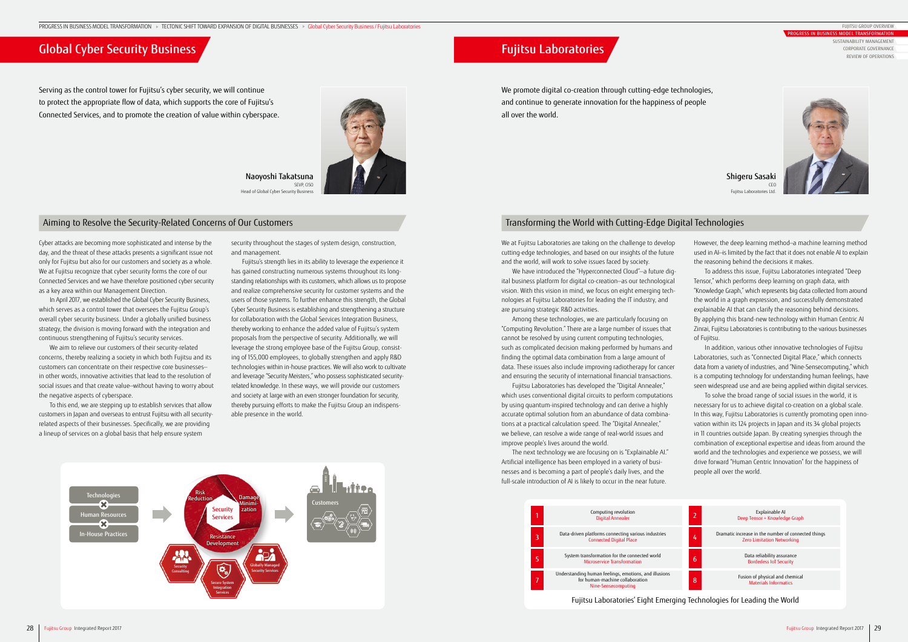# Global Cyber Security Business

Serving as the control tower for Fujitsu's cyber security, we will continue to protect the appropriate flow of data, which supports the core of Fujitsu's Connected Services, and to promote the creation of value within cyberspace.

**Naoyoshi Takatsuna**
SEVP, CISO
Head of Global Cyber Security Business

## Aiming to Resolve the Security-Related Concerns of Our Customers

Cyber attacks are becoming more sophisticated and intense by the day, and the threat of these attacks presents a significant issue not only for Fujitsu but also for our customers and society as a whole. We at Fujitsu recognize that cyber security forms the core of our Connected Services and we have therefore positioned cyber security as a key area within our Management Direction.

In April 2017, we established the Global Cyber Security Business, which serves as a control tower that oversees the Fujitsu Group's overall cyber security business. Under a globally unified business strategy, the division is moving forward with the integration and continuous strengthening of Fujitsu's security services.

We aim to relieve our customers of their security-related concerns, thereby realizing a society in which both Fujitsu and its customers can concentrate on their respective core businesses—in other words, innovative activities that lead to the resolution of social issues and that create value—without having to worry about the negative aspects of cyberspace.

To this end, we are stepping up to establish services that allow customers in Japan and overseas to entrust Fujitsu with all security-related aspects of their businesses. Specifically, we are providing a lineup of services on a global basis that help ensure system security throughout the stages of system design, construction, and management.

Fujitsu's strength lies in its ability to leverage the experience it has gained constructing numerous systems throughout its long-standing relationships with its customers, which allows us to propose and realize comprehensive security for customer systems and the users of those systems. To further enhance this strength, the Global Cyber Security Business is establishing and strengthening a structure for collaboration with the Global Services Integration Business, thereby working to enhance the added value of Fujitsu's system proposals from the perspective of security. Additionally, we will leverage the strong employee base of the Fujitsu Group, consisting of 155,000 employees, to globally strengthen and apply R&D technologies within in-house practices. We will also work to cultivate and leverage "Security Meisters," who possess sophisticated security-related knowledge. In these ways, we will provide our customers and society at large with an even stronger foundation for security, thereby pursuing efforts to make the Fujitsu Group an indispensable presence in the world.

Technologies × Human Resources × In-House Practices → Security Services (Risk Reduction, Damage Minimization, Resistance Development; Security Consulting, Secure System Integration Services, Globally Managed Security Services) → Customers

# Fujitsu Laboratories

We promote digital co-creation through cutting-edge technologies, and continue to generate innovation for the happiness of people all over the world.

**Shigeru Sasaki**
CEO
Fujitsu Laboratories Ltd.

## Transforming the World with Cutting-Edge Digital Technologies

We at Fujitsu Laboratories are taking on the challenge to develop cutting-edge technologies, and based on our insights of the future and the world, will work to solve issues faced by society.

We have introduced the "Hyperconnected Cloud"—a future digital business platform for digital co-creation—as our technological vision. With this vision in mind, we focus on eight emerging technologies as Fujitsu Laboratories for leading the IT industry, and are pursuing strategic R&D activities.

Among these technologies, we are particularly focusing on "Computing Revolution." There are a large number of issues that cannot be resolved by using current computing technologies, such as complicated decision making performed by humans and finding the optimal data combination from a large amount of data. These issues also include improving radiotherapy for cancer and ensuring the security of international financial transactions.

Fujitsu Laboratories has developed the "Digital Annealer," which uses conventional digital circuits to perform computations by using quantum-inspired technology and can derive a highly accurate optimal solution from an abundance of data combinations at a practical calculation speed. The "Digital Annealer," we believe, can resolve a wide range of real-world issues and improve people's lives around the world.

The next technology we are focusing on is "Explainable AI." Artificial intelligence has been employed in a variety of businesses and is becoming a part of people's daily lives, and the full-scale introduction of AI is likely to occur in the near future. However, the deep learning method—a machine learning method used in AI—is limited by the fact that it does not enable AI to explain the reasoning behind the decisions it makes.

To address this issue, Fujitsu Laboratories integrated "Deep Tensor," which performs deep learning on graph data, with "Knowledge Graph," which represents big data collected from around the world in a graph expression, and successfully demonstrated explainable AI that can clarify the reasoning behind decisions. By applying this brand-new technology within Human Centric AI Zinrai, Fujitsu Laboratories is contributing to the various businesses of Fujitsu.

In addition, various other innovative technologies of Fujitsu Laboratories, such as "Connected Digital Place," which connects data from a variety of industries, and "Nine-Sensecomputing," which is a computing technology for understanding human feelings, have seen widespread use and are being applied within digital services.

To solve the broad range of social issues in the world, it is necessary for us to achieve digital co-creation on a global scale. In this way, Fujitsu Laboratories is currently promoting open innovation within its 124 projects in Japan and its 34 global projects in 11 countries outside Japan. By creating synergies through the combination of exceptional expertise and ideas from around the world and the technologies and experience we possess, we will drive forward "Human Centric Innovation" for the happiness of people all over the world.

| No. | Technology | No. | Technology |
|---|---|---|---|
| 1 | Computing revolution<br>Digital Annealer | 2 | Explainable AI<br>Deep Tensor + Knowledge Graph |
| 3 | Data-driven platforms connecting various industries<br>Connected Digital Place | 4 | Dramatic increase in the number of connected things<br>Zero Limitation Networking |
| 5 | System transformation for the connected world<br>Microservice Transformation | 6 | Data reliability assurance<br>Borderless IoT Security |
| 7 | Understanding human feelings, emotions, and illusions for human-machine collaboration<br>Nine-Sensecomputing | 8 | Fusion of physical and chemical<br>Materials Informatics |

Fujitsu Laboratories' Eight Emerging Technologies for Leading the World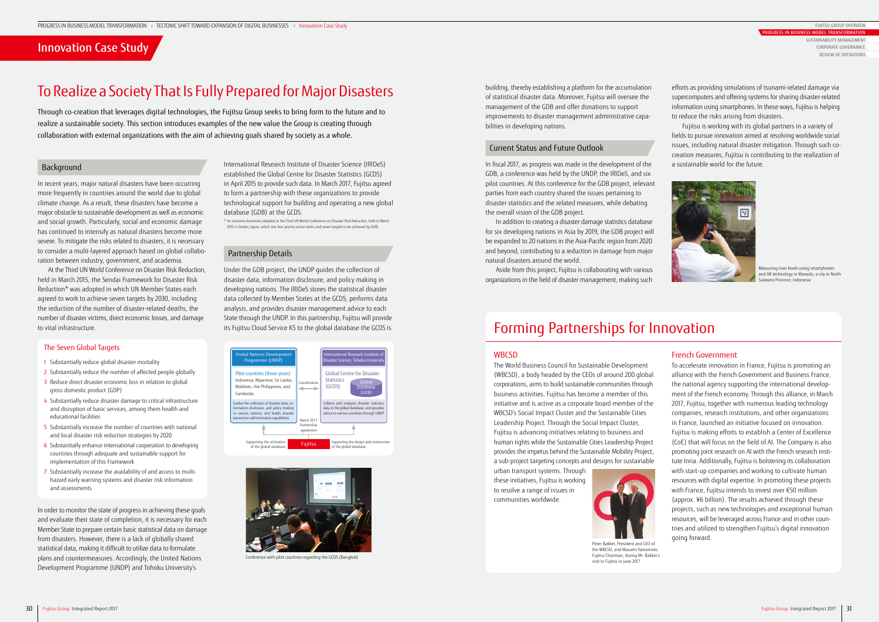# Innovation Case Study

# To Realize a Society That Is Fully Prepared for Major Disasters

Through co-creation that leverages digital technologies, the Fujitsu Group seeks to bring form to the future and to realize a sustainable society. This section introduces examples of the new value the Group is creating through collaboration with external organizations with the aim of achieving goals shared by society as a whole.

## Background

In recent years, major natural disasters have been occurring more frequently in countries around the world due to global climate change. As a result, these disasters have become a major obstacle to sustainable development as well as economic and social growth. Particularly, social and economic damage has continued to intensify as natural disasters become more severe. To mitigate the risks related to disasters, it is necessary to consider a multi-layered approach based on global collaboration between industry, government, and academia.

At the Third UN World Conference on Disaster Risk Reduction, held in March 2015, the Sendai Framework for Disaster Risk Reduction* was adopted in which UN Member States each agreed to work to achieve seven targets by 2030, including the reduction of the number of disaster-related deaths, the number of disaster victims, direct economic losses, and damage to vital infrastructure.

### The Seven Global Targets

1. Substantially reduce global disaster mortality
2. Substantially reduce the number of affected people globally
3. Reduce direct disaster economic loss in relation to global gross domestic product (GDP)
4. Substantially reduce disaster damage to critical infrastructure and disruption of basic services, among them health and educational facilities
5. Substantially increase the number of countries with national and local disaster risk reduction strategies by 2020
6. Substantially enhance international cooperation to developing countries through adequate and sustainable support for implementation of this Framework
7. Substantially increase the availability of and access to multi-hazard early warning systems and disaster risk information and assessments

In order to monitor the state of progress in achieving these goals and evaluate their state of completion, it is necessary for each Member State to prepare certain basic statistical data on damage from disasters. However, there is a lack of globally shared statistical data, making it difficult to utilize data to formulate plans and countermeasures. Accordingly, the United Nations Development Programme (UNDP) and Tohoku University's International Research Institute of Disaster Science (IRIDeS) established the Global Centre for Disaster Statistics (GCDS) in April 2015 to provide such data. In March 2017, Fujitsu agreed to form a partnership with these organizations to provide technological support for building and operating a new global database (GDB) at the GCDS.

\* An outcome document adopted at the Third UN World Conference on Disaster Risk Reduction, held in March 2015 in Sendai, Japan, which sets four priority action items and seven targets to be achieved by 2030

## Partnership Details

Under the GDB project, the UNDP guides the collection of disaster data, information disclosure, and policy making in developing nations. The IRIDeS stores the statistical disaster data collected by Member States at the GCDS, performs data analysis, and provides disaster management advice to each State through the UNDP. In this partnership, Fujitsu will provide its Fujitsu Cloud Service K5 to the global database the GCDS is building, thereby establishing a platform for the accumulation of statistical disaster data. Moreover, Fujitsu will oversee the management of the GDB and offer donations to support improvements to disaster management administrative capabilities in developing nations.

United Nations Development Programme (UNDP)
Pilot countries (three years)
Indonesia, Myanmar, Sri Lanka, Maldives, the Philippines, and Cambodia
Guides the collection of disaster data, information disclosure, and policy making in various nations, and builds disaster prevention administrative capabilities
Coordination
International Research Institute of Disaster Science, Tohoku University
Global Centre for Disaster Statistics (GCDS)
Global Database (GDB)
Collects and analyzes disaster statistics data in the global database, and provides advice to various countries through UNDP
March 2017 Partnership agreement
Supporting the utilization of the global database
Fujitsu
Supporting the design and construction of the global database

Conference with pilot countries regarding the GCDS (Bangkok)

## Current Status and Future Outlook

In fiscal 2017, as progress was made in the development of the GDB, a conference was held by the UNDP, the IRIDeS, and six pilot countries. At this conference for the GDB project, relevant parties from each country shared the issues pertaining to disaster statistics and the related measures, while debating the overall vision of the GDB project.

In addition to creating a disaster damage statistics database for six developing nations in Asia by 2019, the GDB project will be expanded to 20 nations in the Asia-Pacific region from 2020 and beyond, contributing to a reduction in damage from major natural disasters around the world.

Aside from this project, Fujitsu is collaborating with various organizations in the field of disaster management, making such efforts as providing simulations of tsunami-related damage via supercomputers and offering systems for sharing disaster-related information using smartphones. In these ways, Fujitsu is helping to reduce the risks arising from disasters.

Fujitsu is working with its global partners in a variety of fields to pursue innovation aimed at resolving worldwide social issues, including natural disaster mitigation. Through such co-creation measures, Fujitsu is contributing to the realization of a sustainable world for the future.

Measuring river levels using smartphones and AR technology in Manado, a city in North Sulawesi Province, Indonesia

# Forming Partnerships for Innovation

## WBCSD

The World Business Council for Sustainable Development (WBCSD), a body headed by the CEOs of around 200 global corporations, aims to build sustainable communities through business activities. Fujitsu has become a member of this initiative and is active as a corporate board member of the WBCSD's Social Impact Cluster and the Sustainable Cities Leadership Project. Through the Social Impact Cluster, Fujitsu is advancing initiatives relating to business and human rights while the Sustainable Cities Leadership Project provides the impetus behind the Sustainable Mobility Project, a sub-project targeting concepts and designs for sustainable urban transport systems. Through these initiatives, Fujitsu is working to resolve a range of issues in communities worldwide.

Peter Bakker, President and CEO of the WBCSD, and Masami Yamamoto, Fujitsu Chairman, during Mr. Bakker's visit to Fujitsu in June 2017

## French Government

To accelerate innovation in France, Fujitsu is promoting an alliance with the French Government and Business France, the national agency supporting the international development of the French economy. Through this alliance, in March 2017, Fujitsu, together with numerous leading technology companies, research institutions, and other organizations in France, launched an initiative focused on innovation. Fujitsu is making efforts to establish a Center of Excellence (CoE) that will focus on the field of AI. The Company is also promoting joint research on AI with the French research institute Inria. Additionally, Fujitsu is bolstering its collaboration with start-up companies and working to cultivate human resources with digital expertise. In promoting these projects with France, Fujitsu intends to invest over €50 million (approx. ¥6 billion). The results achieved through these projects, such as new technologies and exceptional human resources, will be leveraged across France and in other countries and utilized to strengthen Fujitsu's digital innovation going forward.